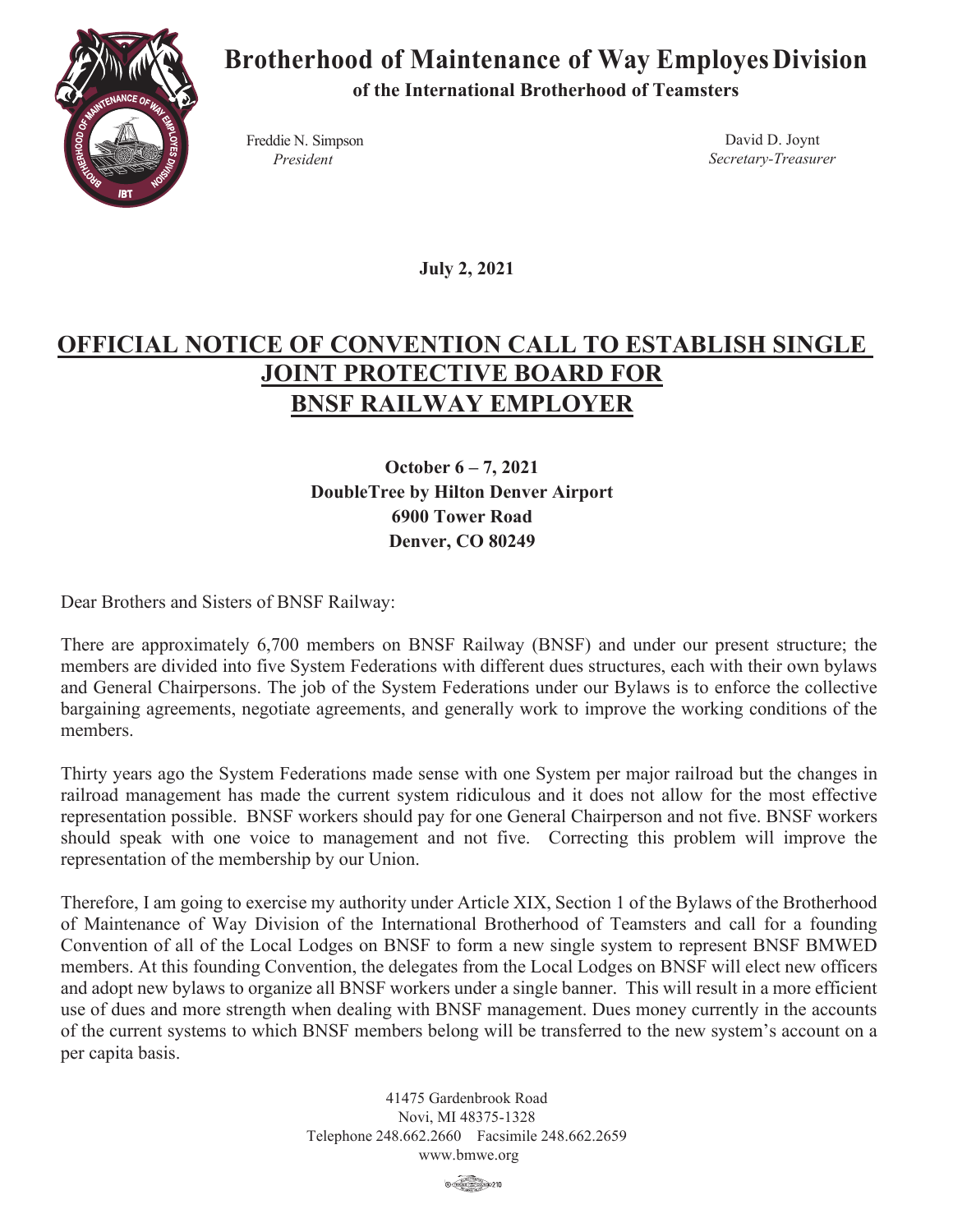# Brotherhood of Maintenance of Way Employes Division

**of the International Brotherhood of Teamsters**

Freddie N. Simpson
*President*

David D. Joynt
*Secretary-Treasurer*

**July 2, 2021**

## OFFICIAL NOTICE OF CONVENTION CALL TO ESTABLISH SINGLE JOINT PROTECTIVE BOARD FOR BNSF RAILWAY EMPLOYER

**October 6 – 7, 2021**
**DoubleTree by Hilton Denver Airport**
**6900 Tower Road**
**Denver, CO 80249**

Dear Brothers and Sisters of BNSF Railway:

There are approximately 6,700 members on BNSF Railway (BNSF) and under our present structure; the members are divided into five System Federations with different dues structures, each with their own bylaws and General Chairpersons. The job of the System Federations under our Bylaws is to enforce the collective bargaining agreements, negotiate agreements, and generally work to improve the working conditions of the members.

Thirty years ago the System Federations made sense with one System per major railroad but the changes in railroad management has made the current system ridiculous and it does not allow for the most effective representation possible. BNSF workers should pay for one General Chairperson and not five. BNSF workers should speak with one voice to management and not five. Correcting this problem will improve the representation of the membership by our Union.

Therefore, I am going to exercise my authority under Article XIX, Section 1 of the Bylaws of the Brotherhood of Maintenance of Way Division of the International Brotherhood of Teamsters and call for a founding Convention of all of the Local Lodges on BNSF to form a new single system to represent BNSF BMWED members. At this founding Convention, the delegates from the Local Lodges on BNSF will elect new officers and adopt new bylaws to organize all BNSF workers under a single banner. This will result in a more efficient use of dues and more strength when dealing with BNSF management. Dues money currently in the accounts of the current systems to which BNSF members belong will be transferred to the new system's account on a per capita basis.

41475 Gardenbrook Road
Novi, MI 48375-1328
Telephone 248.662.2660 Facsimile 248.662.2659
www.bmwe.org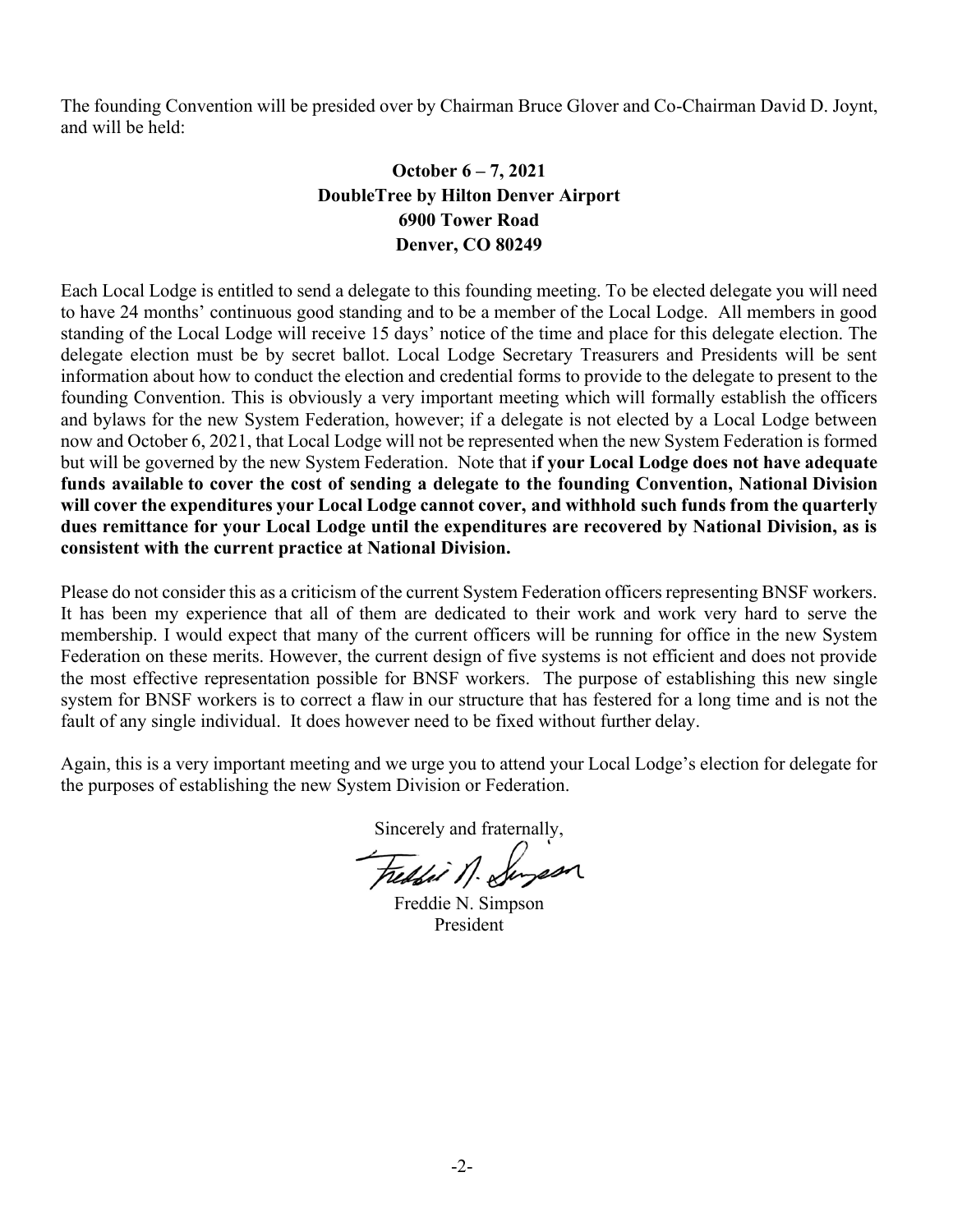The founding Convention will be presided over by Chairman Bruce Glover and Co-Chairman David D. Joynt, and will be held:

**October 6 – 7, 2021**
**DoubleTree by Hilton Denver Airport**
**6900 Tower Road**
**Denver, CO 80249**

Each Local Lodge is entitled to send a delegate to this founding meeting. To be elected delegate you will need to have 24 months' continuous good standing and to be a member of the Local Lodge. All members in good standing of the Local Lodge will receive 15 days' notice of the time and place for this delegate election. The delegate election must be by secret ballot. Local Lodge Secretary Treasurers and Presidents will be sent information about how to conduct the election and credential forms to provide to the delegate to present to the founding Convention. This is obviously a very important meeting which will formally establish the officers and bylaws for the new System Federation, however; if a delegate is not elected by a Local Lodge between now and October 6, 2021, that Local Lodge will not be represented when the new System Federation is formed but will be governed by the new System Federation. Note that i**f your Local Lodge does not have adequate funds available to cover the cost of sending a delegate to the founding Convention, National Division will cover the expenditures your Local Lodge cannot cover, and withhold such funds from the quarterly dues remittance for your Local Lodge until the expenditures are recovered by National Division, as is consistent with the current practice at National Division.**

Please do not consider this as a criticism of the current System Federation officers representing BNSF workers. It has been my experience that all of them are dedicated to their work and work very hard to serve the membership. I would expect that many of the current officers will be running for office in the new System Federation on these merits. However, the current design of five systems is not efficient and does not provide the most effective representation possible for BNSF workers. The purpose of establishing this new single system for BNSF workers is to correct a flaw in our structure that has festered for a long time and is not the fault of any single individual. It does however need to be fixed without further delay.

Again, this is a very important meeting and we urge you to attend your Local Lodge's election for delegate for the purposes of establishing the new System Division or Federation.

Sincerely and fraternally,

Freddie N. Simpson
President